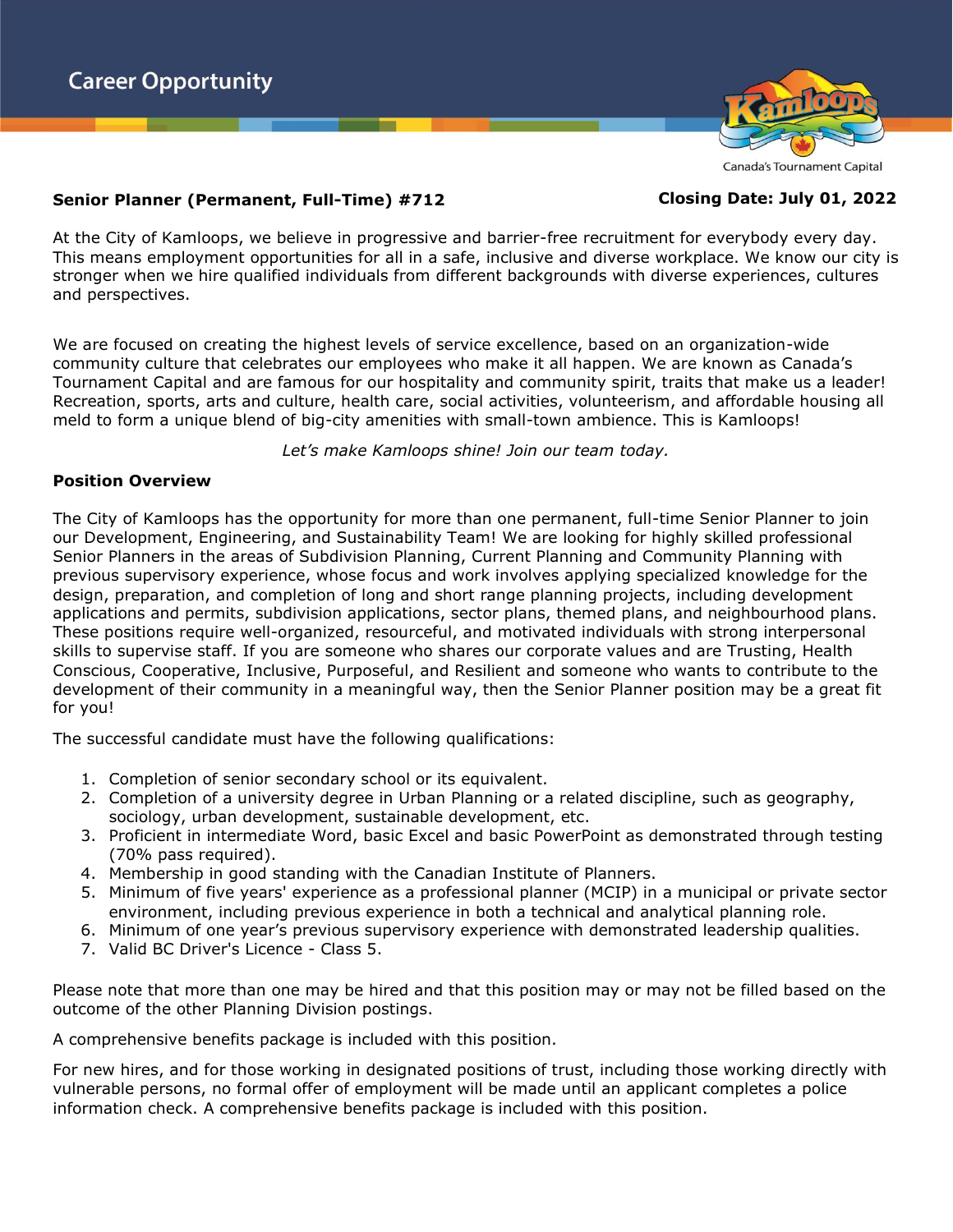Career Opportunity

Canada's Tournament Capital

**Senior Planner (Permanent, Full-Time) #712** **Closing Date: July 01, 2022**

At the City of Kamloops, we believe in progressive and barrier-free recruitment for everybody every day. This means employment opportunities for all in a safe, inclusive and diverse workplace. We know our city is stronger when we hire qualified individuals from different backgrounds with diverse experiences, cultures and perspectives.

We are focused on creating the highest levels of service excellence, based on an organization-wide community culture that celebrates our employees who make it all happen. We are known as Canada's Tournament Capital and are famous for our hospitality and community spirit, traits that make us a leader! Recreation, sports, arts and culture, health care, social activities, volunteerism, and affordable housing all meld to form a unique blend of big-city amenities with small-town ambience. This is Kamloops!

*Let's make Kamloops shine! Join our team today.*

**Position Overview**

The City of Kamloops has the opportunity for more than one permanent, full-time Senior Planner to join our Development, Engineering, and Sustainability Team! We are looking for highly skilled professional Senior Planners in the areas of Subdivision Planning, Current Planning and Community Planning with previous supervisory experience, whose focus and work involves applying specialized knowledge for the design, preparation, and completion of long and short range planning projects, including development applications and permits, subdivision applications, sector plans, themed plans, and neighbourhood plans. These positions require well-organized, resourceful, and motivated individuals with strong interpersonal skills to supervise staff. If you are someone who shares our corporate values and are Trusting, Health Conscious, Cooperative, Inclusive, Purposeful, and Resilient and someone who wants to contribute to the development of their community in a meaningful way, then the Senior Planner position may be a great fit for you!

The successful candidate must have the following qualifications:

1. Completion of senior secondary school or its equivalent.
2. Completion of a university degree in Urban Planning or a related discipline, such as geography, sociology, urban development, sustainable development, etc.
3. Proficient in intermediate Word, basic Excel and basic PowerPoint as demonstrated through testing (70% pass required).
4. Membership in good standing with the Canadian Institute of Planners.
5. Minimum of five years' experience as a professional planner (MCIP) in a municipal or private sector environment, including previous experience in both a technical and analytical planning role.
6. Minimum of one year's previous supervisory experience with demonstrated leadership qualities.
7. Valid BC Driver's Licence - Class 5.

Please note that more than one may be hired and that this position may or may not be filled based on the outcome of the other Planning Division postings.

A comprehensive benefits package is included with this position.

For new hires, and for those working in designated positions of trust, including those working directly with vulnerable persons, no formal offer of employment will be made until an applicant completes a police information check. A comprehensive benefits package is included with this position.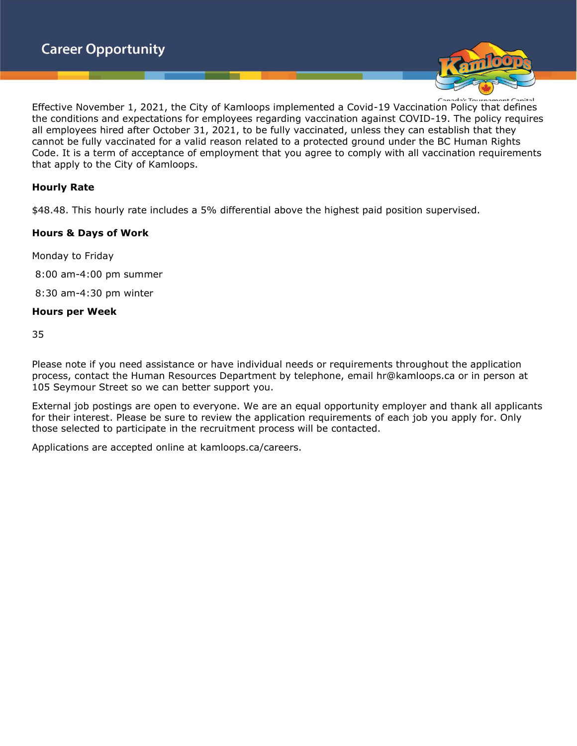Effective November 1, 2021, the City of Kamloops implemented a Covid-19 Vaccination Policy that defines the conditions and expectations for employees regarding vaccination against COVID-19. The policy requires all employees hired after October 31, 2021, to be fully vaccinated, unless they can establish that they cannot be fully vaccinated for a valid reason related to a protected ground under the BC Human Rights Code. It is a term of acceptance of employment that you agree to comply with all vaccination requirements that apply to the City of Kamloops.

**Hourly Rate**

$48.48. This hourly rate includes a 5% differential above the highest paid position supervised.

**Hours & Days of Work**

Monday to Friday

8:00 am-4:00 pm summer

8:30 am-4:30 pm winter

**Hours per Week**

35

Please note if you need assistance or have individual needs or requirements throughout the application process, contact the Human Resources Department by telephone, email hr@kamloops.ca or in person at 105 Seymour Street so we can better support you.

External job postings are open to everyone. We are an equal opportunity employer and thank all applicants for their interest. Please be sure to review the application requirements of each job you apply for. Only those selected to participate in the recruitment process will be contacted.

Applications are accepted online at kamloops.ca/careers.